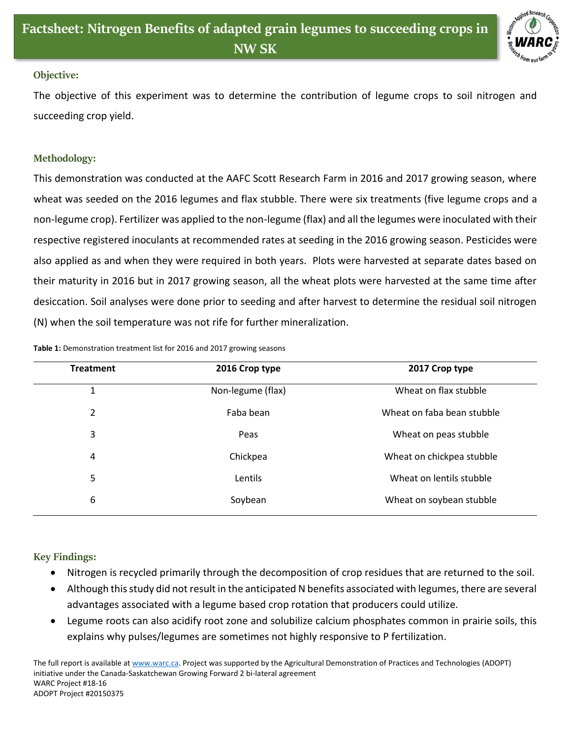# Factsheet: Nitrogen Benefits of adapted grain legumes to succeeding crops in NW SK

### Objective:

The objective of this experiment was to determine the contribution of legume crops to soil nitrogen and succeeding crop yield.

### Methodology:

This demonstration was conducted at the AAFC Scott Research Farm in 2016 and 2017 growing season, where wheat was seeded on the 2016 legumes and flax stubble. There were six treatments (five legume crops and a non-legume crop). Fertilizer was applied to the non-legume (flax) and all the legumes were inoculated with their respective registered inoculants at recommended rates at seeding in the 2016 growing season. Pesticides were also applied as and when they were required in both years. Plots were harvested at separate dates based on their maturity in 2016 but in 2017 growing season, all the wheat plots were harvested at the same time after desiccation. Soil analyses were done prior to seeding and after harvest to determine the residual soil nitrogen (N) when the soil temperature was not rife for further mineralization.

**Table 1:** Demonstration treatment list for 2016 and 2017 growing seasons

| Treatment | 2016 Crop type | 2017 Crop type |
|---|---|---|
| 1 | Non-legume (flax) | Wheat on flax stubble |
| 2 | Faba bean | Wheat on faba bean stubble |
| 3 | Peas | Wheat on peas stubble |
| 4 | Chickpea | Wheat on chickpea stubble |
| 5 | Lentils | Wheat on lentils stubble |
| 6 | Soybean | Wheat on soybean stubble |

### Key Findings:

- Nitrogen is recycled primarily through the decomposition of crop residues that are returned to the soil.
- Although this study did not result in the anticipated N benefits associated with legumes, there are several advantages associated with a legume based crop rotation that producers could utilize.
- Legume roots can also acidify root zone and solubilize calcium phosphates common in prairie soils, this explains why pulses/legumes are sometimes not highly responsive to P fertilization.

The full report is available at www.warc.ca. Project was supported by the Agricultural Demonstration of Practices and Technologies (ADOPT) initiative under the Canada-Saskatchewan Growing Forward 2 bi-lateral agreement
WARC Project #18-16
ADOPT Project #20150375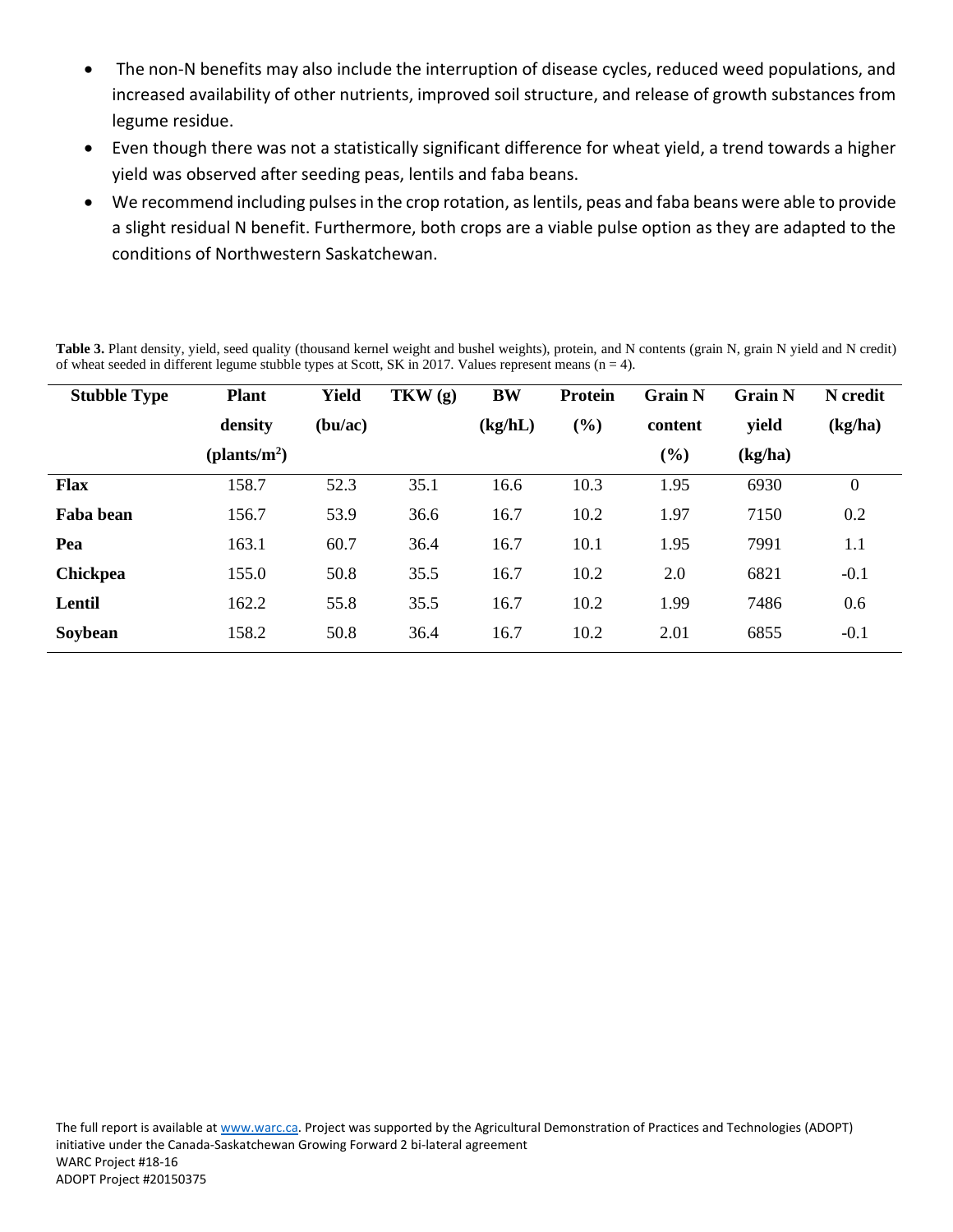- The non-N benefits may also include the interruption of disease cycles, reduced weed populations, and increased availability of other nutrients, improved soil structure, and release of growth substances from legume residue.
- Even though there was not a statistically significant difference for wheat yield, a trend towards a higher yield was observed after seeding peas, lentils and faba beans.
- We recommend including pulses in the crop rotation, as lentils, peas and faba beans were able to provide a slight residual N benefit. Furthermore, both crops are a viable pulse option as they are adapted to the conditions of Northwestern Saskatchewan.

**Table 3.** Plant density, yield, seed quality (thousand kernel weight and bushel weights), protein, and N contents (grain N, grain N yield and N credit) of wheat seeded in different legume stubble types at Scott, SK in 2017. Values represent means (n = 4).

| Stubble Type | Plant density (plants/m$^2$) | Yield (bu/ac) | TKW (g) | BW (kg/hL) | Protein (%) | Grain N content (%) | Grain N yield (kg/ha) | N credit (kg/ha) |
|---|---|---|---|---|---|---|---|---|
| **Flax** | 158.7 | 52.3 | 35.1 | 16.6 | 10.3 | 1.95 | 6930 | 0 |
| **Faba bean** | 156.7 | 53.9 | 36.6 | 16.7 | 10.2 | 1.97 | 7150 | 0.2 |
| **Pea** | 163.1 | 60.7 | 36.4 | 16.7 | 10.1 | 1.95 | 7991 | 1.1 |
| **Chickpea** | 155.0 | 50.8 | 35.5 | 16.7 | 10.2 | 2.0 | 6821 | -0.1 |
| **Lentil** | 162.2 | 55.8 | 35.5 | 16.7 | 10.2 | 1.99 | 7486 | 0.6 |
| **Soybean** | 158.2 | 50.8 | 36.4 | 16.7 | 10.2 | 2.01 | 6855 | -0.1 |

The full report is available at www.warc.ca. Project was supported by the Agricultural Demonstration of Practices and Technologies (ADOPT) initiative under the Canada-Saskatchewan Growing Forward 2 bi-lateral agreement
WARC Project #18-16
ADOPT Project #20150375